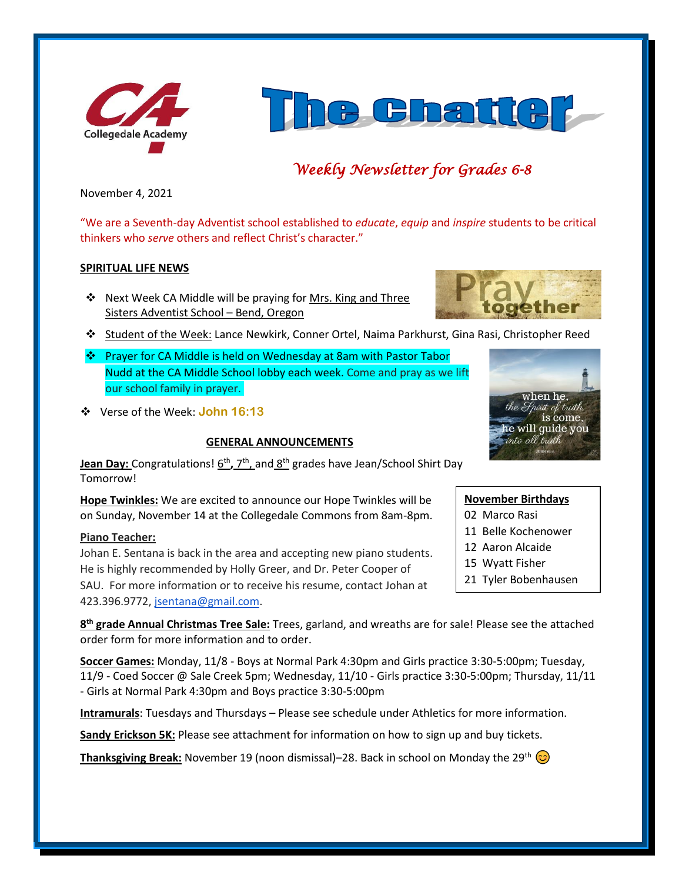# The Chatter

*Weekly Newsletter for Grades 6-8*

November 4, 2021

"We are a Seventh-day Adventist school established to *educate*, *equip* and *inspire* students to be critical thinkers who *serve* others and reflect Christ's character."

## SPIRITUAL LIFE NEWS

- Next Week CA Middle will be praying for Mrs. King and Three Sisters Adventist School – Bend, Oregon
- Student of the Week: Lance Newkirk, Conner Ortel, Naima Parkhurst, Gina Rasi, Christopher Reed
- Prayer for CA Middle is held on Wednesday at 8am with Pastor Tabor Nudd at the CA Middle School lobby each week. Come and pray as we lift our school family in prayer.
- Verse of the Week: **John 16:13**

## GENERAL ANNOUNCEMENTS

**Jean Day:** Congratulations! 6th, 7th, and 8th grades have Jean/School Shirt Day Tomorrow!

**Hope Twinkles:** We are excited to announce our Hope Twinkles will be on Sunday, November 14 at the Collegedale Commons from 8am-8pm.

**Piano Teacher:**
Johan E. Sentana is back in the area and accepting new piano students. He is highly recommended by Holly Greer, and Dr. Peter Cooper of SAU. For more information or to receive his resume, contact Johan at 423.396.9772, jsentana@gmail.com.

**November Birthdays**
- 02 Marco Rasi
- 11 Belle Kochenower
- 12 Aaron Alcaide
- 15 Wyatt Fisher
- 21 Tyler Bobenhausen

**8th grade Annual Christmas Tree Sale:** Trees, garland, and wreaths are for sale! Please see the attached order form for more information and to order.

**Soccer Games:** Monday, 11/8 - Boys at Normal Park 4:30pm and Girls practice 3:30-5:00pm; Tuesday, 11/9 - Coed Soccer @ Sale Creek 5pm; Wednesday, 11/10 - Girls practice 3:30-5:00pm; Thursday, 11/11 - Girls at Normal Park 4:30pm and Boys practice 3:30-5:00pm

**Intramurals**: Tuesdays and Thursdays – Please see schedule under Athletics for more information.

**Sandy Erickson 5K:** Please see attachment for information on how to sign up and buy tickets.

**Thanksgiving Break:** November 19 (noon dismissal)–28. Back in school on Monday the 29th 😊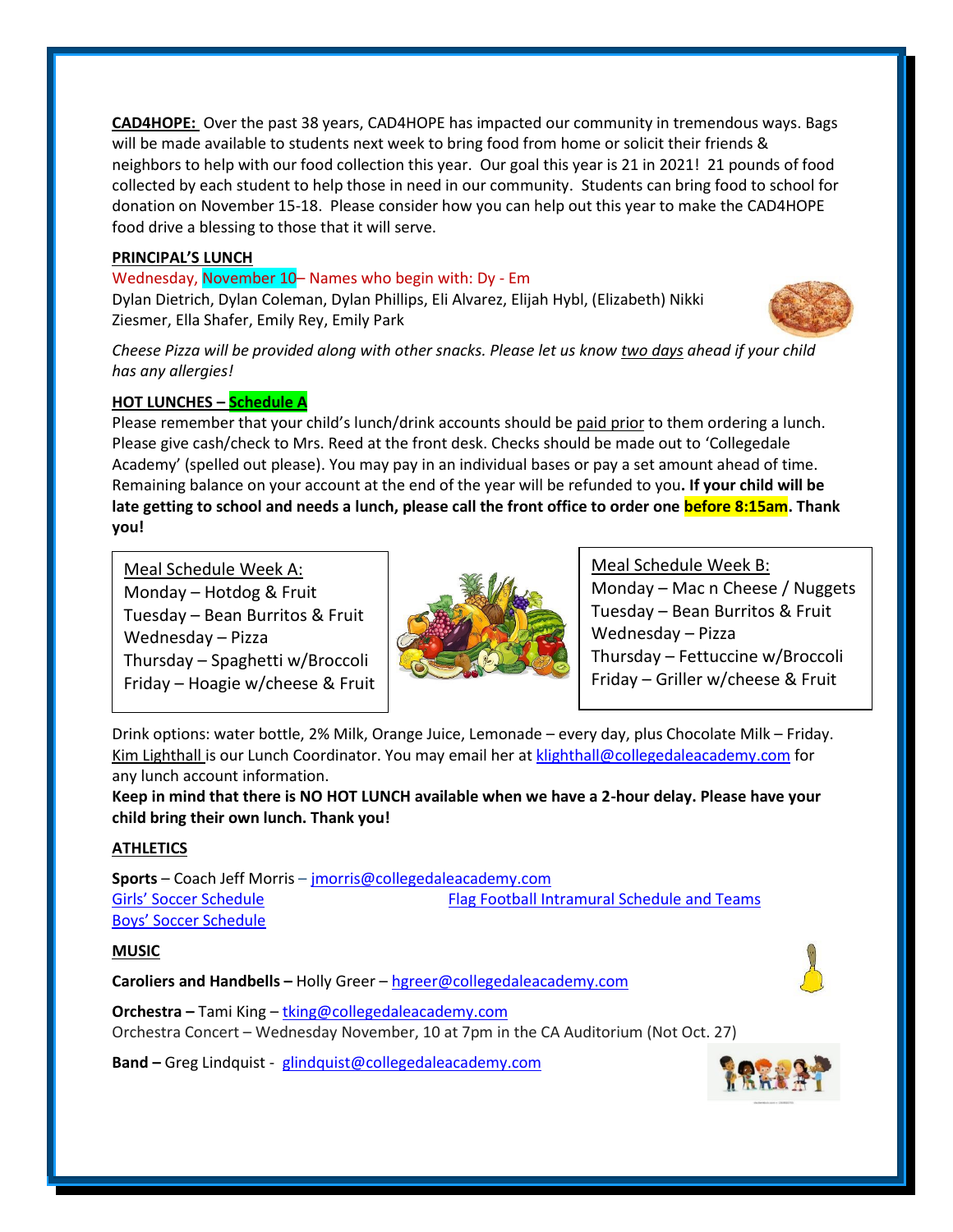**CAD4HOPE:** Over the past 38 years, CAD4HOPE has impacted our community in tremendous ways. Bags will be made available to students next week to bring food from home or solicit their friends & neighbors to help with our food collection this year. Our goal this year is 21 in 2021! 21 pounds of food collected by each student to help those in need in our community. Students can bring food to school for donation on November 15-18. Please consider how you can help out this year to make the CAD4HOPE food drive a blessing to those that it will serve.

**PRINCIPAL'S LUNCH**

Wednesday, November 10– Names who begin with: Dy - Em

Dylan Dietrich, Dylan Coleman, Dylan Phillips, Eli Alvarez, Elijah Hybl, (Elizabeth) Nikki Ziesmer, Ella Shafer, Emily Rey, Emily Park

*Cheese Pizza will be provided along with other snacks. Please let us know two days ahead if your child has any allergies!*

**HOT LUNCHES – Schedule A**

Please remember that your child's lunch/drink accounts should be paid prior to them ordering a lunch. Please give cash/check to Mrs. Reed at the front desk. Checks should be made out to 'Collegedale Academy' (spelled out please). You may pay in an individual bases or pay a set amount ahead of time. Remaining balance on your account at the end of the year will be refunded to you**. If your child will be late getting to school and needs a lunch, please call the front office to order one before 8:15am. Thank you!**

Meal Schedule Week A:
Monday – Hotdog & Fruit
Tuesday – Bean Burritos & Fruit
Wednesday – Pizza
Thursday – Spaghetti w/Broccoli
Friday – Hoagie w/cheese & Fruit

Meal Schedule Week B:
Monday – Mac n Cheese / Nuggets
Tuesday – Bean Burritos & Fruit
Wednesday – Pizza
Thursday – Fettuccine w/Broccoli
Friday – Griller w/cheese & Fruit

Drink options: water bottle, 2% Milk, Orange Juice, Lemonade – every day, plus Chocolate Milk – Friday. Kim Lighthall is our Lunch Coordinator. You may email her at klighthall@collegedaleacademy.com for any lunch account information.

**Keep in mind that there is NO HOT LUNCH available when we have a 2-hour delay. Please have your child bring their own lunch. Thank you!**

**ATHLETICS**

**Sports** – Coach Jeff Morris – jmorris@collegedaleacademy.com

Girls' Soccer Schedule

Boys' Soccer Schedule

Flag Football Intramural Schedule and Teams

**MUSIC**

**Caroliers and Handbells –** Holly Greer – hgreer@collegedaleacademy.com

**Orchestra –** Tami King – tking@collegedaleacademy.com

Orchestra Concert – Wednesday November, 10 at 7pm in the CA Auditorium (Not Oct. 27)

**Band –** Greg Lindquist - glindquist@collegedaleacademy.com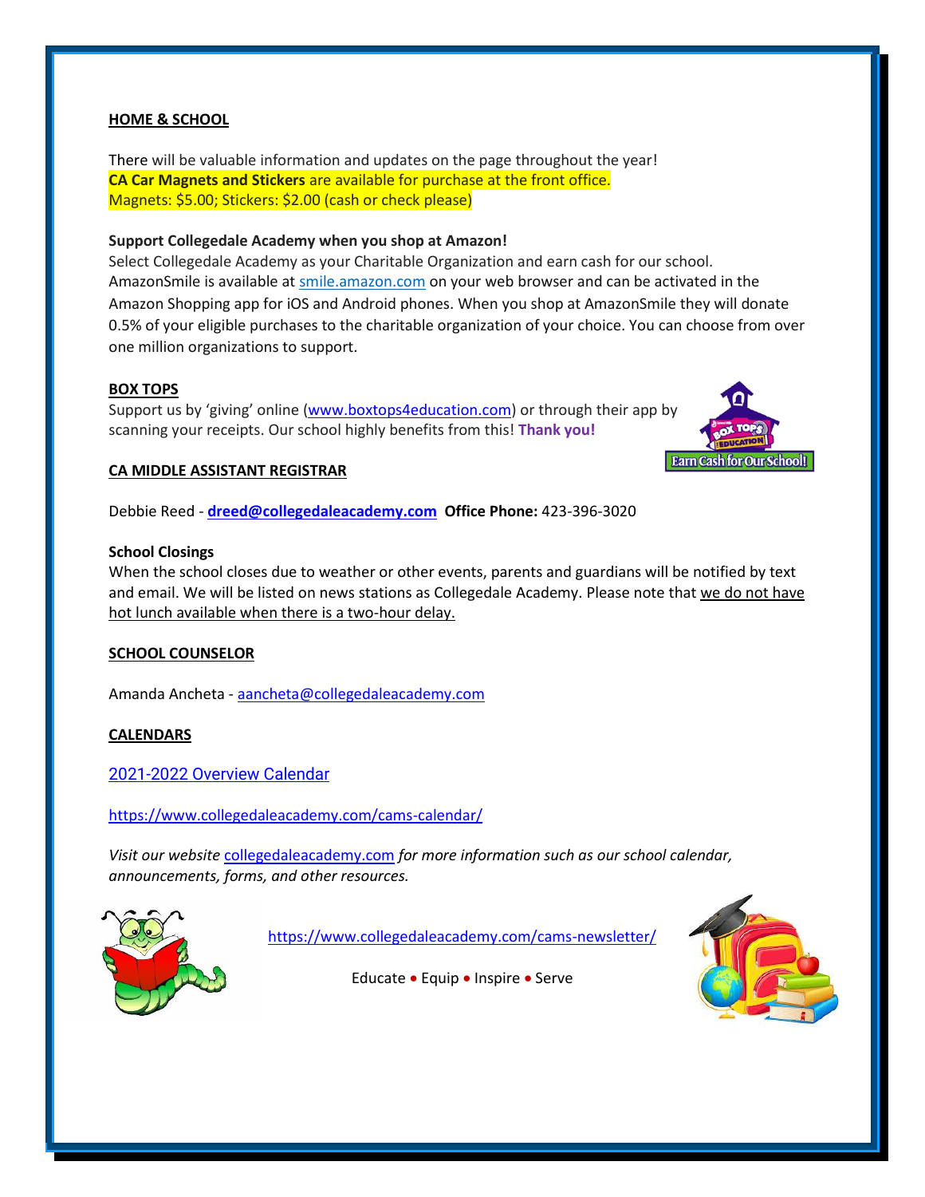## HOME & SCHOOL

There will be valuable information and updates on the page throughout the year!
**CA Car Magnets and Stickers** are available for purchase at the front office.
Magnets: $5.00; Stickers: $2.00 (cash or check please)

**Support Collegedale Academy when you shop at Amazon!**
Select Collegedale Academy as your Charitable Organization and earn cash for our school. AmazonSmile is available at smile.amazon.com on your web browser and can be activated in the Amazon Shopping app for iOS and Android phones. When you shop at AmazonSmile they will donate 0.5% of your eligible purchases to the charitable organization of your choice. You can choose from over one million organizations to support.

## BOX TOPS

Support us by 'giving' online (www.boxtops4education.com) or through their app by scanning your receipts. Our school highly benefits from this! **Thank you!**

## CA MIDDLE ASSISTANT REGISTRAR

Debbie Reed - **dreed@collegedaleacademy.com** **Office Phone:** 423-396-3020

**School Closings**
When the school closes due to weather or other events, parents and guardians will be notified by text and email. We will be listed on news stations as Collegedale Academy. Please note that we do not have hot lunch available when there is a two-hour delay.

## SCHOOL COUNSELOR

Amanda Ancheta - aancheta@collegedaleacademy.com

## CALENDARS

2021-2022 Overview Calendar

https://www.collegedaleacademy.com/cams-calendar/

*Visit our website* collegedaleacademy.com *for more information such as our school calendar, announcements, forms, and other resources.*

https://www.collegedaleacademy.com/cams-newsletter/

Educate • Equip • Inspire • Serve